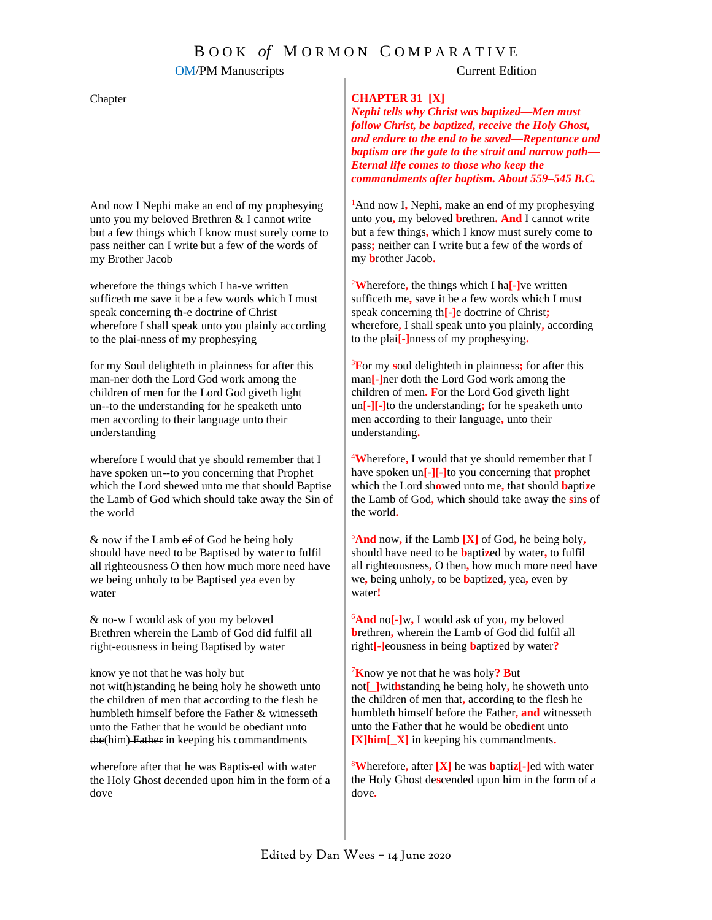# BOOK *of* MORMON COMPARATIVE

| OM/PM Manuscripts | Current Edition |
|---|---|
| Chapter | **CHAPTER 31 [X]** ***Nephi tells why Christ was baptized—Men must follow Christ, be baptized, receive the Holy Ghost, and endure to the end to be saved—Repentance and baptism are the gate to the strait and narrow path—Eternal life comes to those who keep the commandments after baptism. About 559–545 B.C.*** |
| And now I Nephi make an end of my prophesying unto you my beloved Brethren & I cannot write but a few things which I know must surely come to pass neither can I write but a few of the words of my Brother Jacob | [1]And now I, Nephi, make an end of my prophesying unto you, my beloved brethren. And I cannot write but a few things, which I know must surely come to pass; neither can I write but a few of the words of my brother Jacob. |
| wherefore the things which I ha-ve written sufficeth me save it be a few words which I must speak concerning th-e doctrine of Christ wherefore I shall speak unto you plainly according to the plai-nness of my prophesying | [2]Wherefore, the things which I ha[-]ve written sufficeth me, save it be a few words which I must speak concerning th[-]e doctrine of Christ; wherefore, I shall speak unto you plainly, according to the plai[-]nness of my prophesying. |
| for my Soul delighteth in plainness for after this man-ner doth the Lord God work among the children of men for the Lord God giveth light un--to the understanding for he speaketh unto men according to their language unto their understanding | [3]For my soul delighteth in plainness; for after this man[-]ner doth the Lord God work among the children of men. For the Lord God giveth light un[-][-]to the understanding; for he speaketh unto men according to their language, unto their understanding. |
| wherefore I would that ye should remember that I have spoken un--to you concerning that Prophet which the Lord shewed unto me that should Baptise the Lamb of God which should take away the Sin of the world | [4]Wherefore, I would that ye should remember that I have spoken un[-][-]to you concerning that prophet which the Lord showed unto me, that should baptize the Lamb of God, which should take away the sins of the world. |
| & now if the Lamb ~~of~~ of God he being holy should have need to be Baptised by water to fulfil all righteousness O then how much more need have we being unholy to be Baptised yea even by water | [5]And now, if the Lamb [X] of God, he being holy, should have need to be baptized by water, to fulfil all righteousness, O then, how much more need have we, being unholy, to be baptized, yea, even by water! |
| & no-w I would ask of you my beloved Brethren wherein the Lamb of God did fulfil all right-eousness in being Baptised by water | [6]And no[-]w, I would ask of you, my beloved brethren, wherein the Lamb of God did fulfil all right[-]eousness in being baptized by water? |
| know ye not that he was holy but not wit(h)standing he being holy he showeth unto the children of men that according to the flesh he humbleth himself before the Father & witnesseth unto the Father that he would be obediant unto ~~the~~(him) ~~Father~~ in keeping his commandments | [7]Know ye not that he was holy? But not[_]withstanding he being holy, he showeth unto the children of men that, according to the flesh he humbleth himself before the Father, and witnesseth unto the Father that he would be obedient unto [X]him[_X] in keeping his commandments. |
| wherefore after that he was Baptis-ed with water the Holy Ghost decended upon him in the form of a dove | [8]Wherefore, after [X] he was baptiz[-]ed with water the Holy Ghost descended upon him in the form of a dove. |

Edited by Dan Wees – 14 June 2020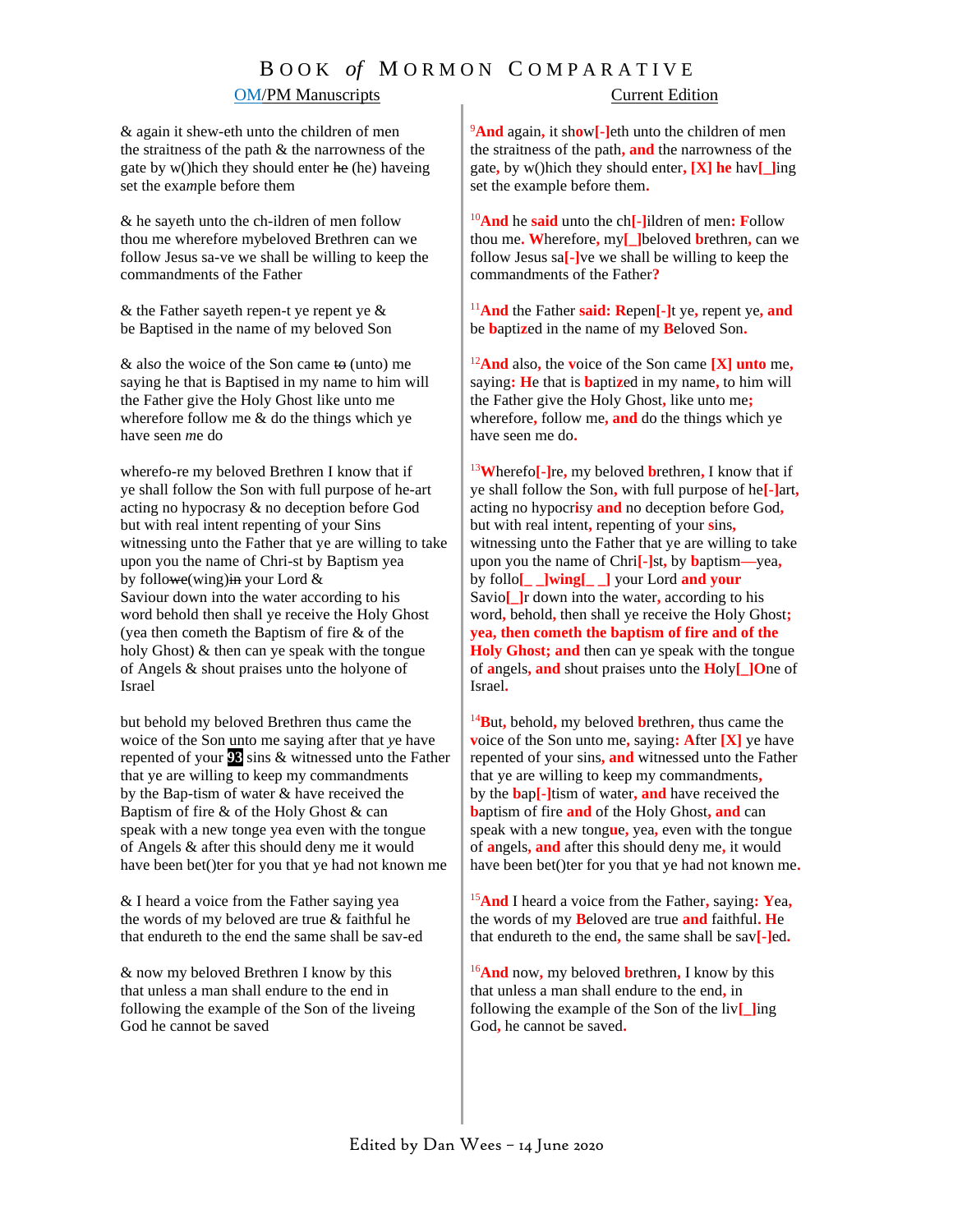# BOOK *of* MORMON COMPARATIVE

| OM/PM Manuscripts | Current Edition |
|---|---|
| & again it shew-eth unto the children of men the straitness of the path & the narrowness of the gate by w()hich they should enter ~~he~~ (he) haveing set the example before them | [9]And again, it show[-]eth unto the children of men the straitness of the path, and the narrowness of the gate, by w()hich they should enter, [X] he hav[_]ing set the example before them. |
| & he sayeth unto the ch-ildren of men follow thou me wherefore mybeloved Brethren can we follow Jesus sa-ve we shall be willing to keep the commandments of the Father | [10]And he said unto the ch[-]ildren of men: Follow thou me. Wherefore, my[_]beloved brethren, can we follow Jesus sa[-]ve we shall be willing to keep the commandments of the Father? |
| & the Father sayeth repen-t ye repent ye & be Baptised in the name of my beloved Son | [11]And the Father said: Repen[-]t ye, repent ye, and be baptized in the name of my Beloved Son. |
| & also the woice of the Son came ~~to~~ (unto) me saying he that is Baptised in my name to him will the Father give the Holy Ghost like unto me wherefore follow me & do the things which ye have seen *me* do | [12]And also, the voice of the Son came [X] unto me, saying: He that is baptized in my name, to him will the Father give the Holy Ghost, like unto me; wherefore, follow me, and do the things which ye have seen me do. |
| wherefo-re my beloved Brethren I know that if ye shall follow the Son with full purpose of he-art acting no hypocrasy & no deception before God but with real intent repenting of your Sins witnessing unto the Father that ye are willing to take upon you the name of Chri-st by Baptism yea by follo~~we~~(wing)~~in~~ your Lord & Saviour down into the water according to his word behold then shall ye receive the Holy Ghost (yea then cometh the Baptism of fire & of the holy Ghost) & then can ye speak with the tongue of Angels & shout praises unto the holyone of Israel | [13]Wherefo[-]re, my beloved brethren, I know that if ye shall follow the Son, with full purpose of he[-]art, acting no hypocrisy and no deception before God, but with real intent, repenting of your sins, witnessing unto the Father that ye are willing to take upon you the name of Chri[-]st, by baptism—yea, by follo[_ _]wing[_ _] your Lord and your Savio[_]r down into the water, according to his word, behold, then shall ye receive the Holy Ghost; **yea, then cometh the baptism of fire and of the Holy Ghost; and** then can ye speak with the tongue of angels, and shout praises unto the Holy[_]One of Israel. |
| but behold my beloved Brethren thus came the woice of the Son unto me saying after that *ye* have repented of your **93** sins & witnessed unto the Father that ye are willing to keep my commandments by the Bap-tism of water & have received the Baptism of fire & of the Holy Ghost & can speak with a new tonge yea even with the tongue of Angels & after this should deny me it would have been bet()ter for you that ye had not known me | [14]But, behold, my beloved brethren, thus came the voice of the Son unto me, saying: After [X] ye have repented of your sins, and witnessed unto the Father that ye are willing to keep my commandments, by the bap[-]tism of water, and have received the baptism of fire and of the Holy Ghost, and can speak with a new tongue, yea, even with the tongue of angels, and after this should deny me, it would have been bet()ter for you that ye had not known me. |
| & I heard a voice from the Father saying yea the words of my beloved are true & faithful he that endureth to the end the same shall be sav-ed | [15]And I heard a voice from the Father, saying: Yea, the words of my Beloved are true and faithful. He that endureth to the end, the same shall be sav[-]ed. |
| & now my beloved Brethren I know by this that unless a man shall endure to the end in following the example of the Son of the liveing God he cannot be saved | [16]And now, my beloved brethren, I know by this that unless a man shall endure to the end, in following the example of the Son of the liv[_]ing God, he cannot be saved. |

Edited by Dan Wees – 14 June 2020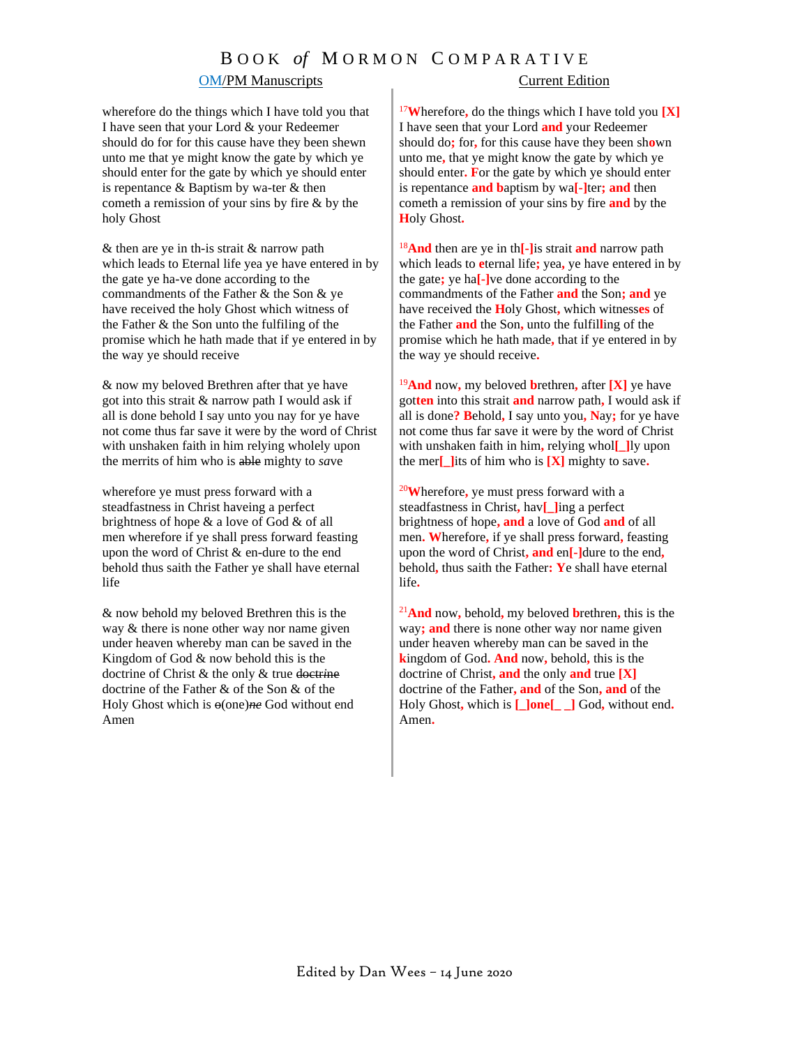# BOOK *of* MORMON COMPARATIVE

OM/PM Manuscripts

wherefore do the things which I have told you that I have seen that your Lord & your Redeemer should do for for this cause have they been shewn unto me that ye might know the gate by which ye should enter for the gate by which ye should enter is repentance & Baptism by wa-ter & then cometh a remission of your sins by fire & by the holy Ghost

& then are ye in th-is strait & narrow path which leads to Eternal life yea ye have entered in by the gate ye ha-ve done according to the commandments of the Father & the Son & ye have received the holy Ghost which witness of the Father & the Son unto the fulfiling of the promise which he hath made that if ye entered in by the way ye should receive

& now my beloved Brethren after that ye have got into this strait & narrow path I would ask if all is done behold I say unto you nay for ye have not come thus far save it were by the word of Christ with unshaken faith in him relying wholely upon the merrits of him who is ~~able~~ mighty to *sa*ve

wherefore ye must press forward with a steadfastness in Christ haveing a perfect brightness of hope & a love of God & of all men wherefore if ye shall press forward feasting upon the word of Christ & en-dure to the end behold thus saith the Father ye shall have eternal life

& now behold my beloved Brethren this is the way & there is none other way nor name given under heaven whereby man can be saved in the Kingdom of God & now behold this is the doctrine of Christ & the only & true ~~doctrine~~ doctrine of the Father & of the Son & of the Holy Ghost which is ~~o~~(one)~~ne~~ God without end Amen

Current Edition

[17]**Wherefore,** do the things which I have told you **[X]** I have seen that your Lord **and** your Redeemer should do**;** for**,** for this cause have they been sh**o**wn unto me**,** that ye might know the gate by which ye should enter**. F**or the gate by which ye should enter is repentance **and b**aptism by wa**[-]**ter**; and** then cometh a remission of your sins by fire **and** by the **H**oly Ghost**.**

[18]**And** then are ye in th**[-]**is strait **and** narrow path which leads to **e**ternal life**;** yea**,** ye have entered in by the gate**;** ye ha**[-]**ve done according to the commandments of the Father **and** the Son**; and** ye have received the **H**oly Ghost**,** which witness**es** of the Father **and** the Son**,** unto the fulfil**l**ing of the promise which he hath made**,** that if ye entered in by the way ye should receive**.**

[19]**And** now**,** my beloved **b**rethren**,** after **[X]** ye have got**ten** into this strait **and** narrow path**,** I would ask if all is done**? B**ehold**,** I say unto you**, N**ay**;** for ye have not come thus far save it were by the word of Christ with unshaken faith in him**,** relying whol**[_]**ly upon the mer**[_]**its of him who is **[X]** mighty to save**.**

[20]**Wherefore,** ye must press forward with a steadfastness in Christ**,** hav**[_]**ing a perfect brightness of hope**, and** a love of God **and** of all men**. W**herefore**,** if ye shall press forward**,** feasting upon the word of Christ**, and** en**[-]**dure to the end**,** behold**,** thus saith the Father**: Y**e shall have eternal life**.**

[21]**And** now**,** behold**,** my beloved **b**rethren**,** this is the way**; and** there is none other way nor name given under heaven whereby man can be saved in the **k**ingdom of God**. And** now**,** behold**,** this is the doctrine of Christ**, and** the only **and** true **[X]** doctrine of the Father**, and** of the Son**, and** of the Holy Ghost**,** which is **[_]one[_ _]** God**,** without end**.** Amen**.**

Edited by Dan Wees – 14 June 2020